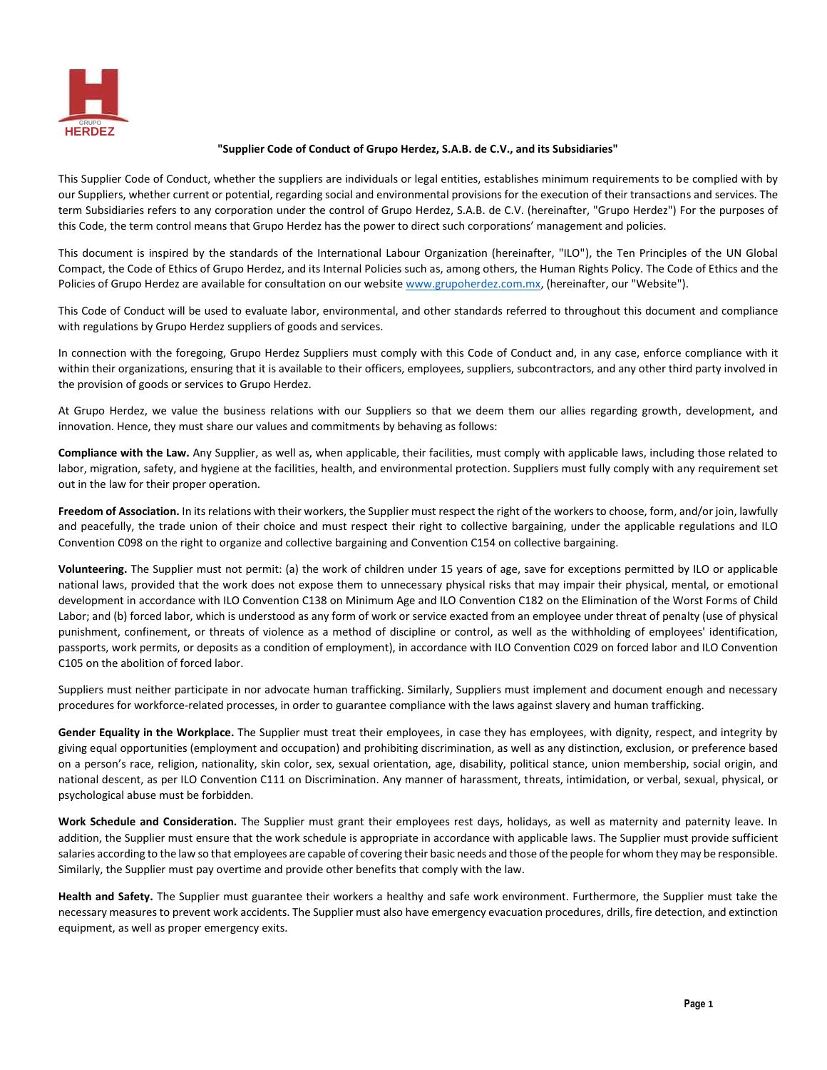# "Supplier Code of Conduct of Grupo Herdez, S.A.B. de C.V., and its Subsidiaries"

This Supplier Code of Conduct, whether the suppliers are individuals or legal entities, establishes minimum requirements to be complied with by our Suppliers, whether current or potential, regarding social and environmental provisions for the execution of their transactions and services. The term Subsidiaries refers to any corporation under the control of Grupo Herdez, S.A.B. de C.V. (hereinafter, "Grupo Herdez") For the purposes of this Code, the term control means that Grupo Herdez has the power to direct such corporations' management and policies.

This document is inspired by the standards of the International Labour Organization (hereinafter, "ILO"), the Ten Principles of the UN Global Compact, the Code of Ethics of Grupo Herdez, and its Internal Policies such as, among others, the Human Rights Policy. The Code of Ethics and the Policies of Grupo Herdez are available for consultation on our website www.grupoherdez.com.mx, (hereinafter, our "Website").

This Code of Conduct will be used to evaluate labor, environmental, and other standards referred to throughout this document and compliance with regulations by Grupo Herdez suppliers of goods and services.

In connection with the foregoing, Grupo Herdez Suppliers must comply with this Code of Conduct and, in any case, enforce compliance with it within their organizations, ensuring that it is available to their officers, employees, suppliers, subcontractors, and any other third party involved in the provision of goods or services to Grupo Herdez.

At Grupo Herdez, we value the business relations with our Suppliers so that we deem them our allies regarding growth, development, and innovation. Hence, they must share our values and commitments by behaving as follows:

**Compliance with the Law.** Any Supplier, as well as, when applicable, their facilities, must comply with applicable laws, including those related to labor, migration, safety, and hygiene at the facilities, health, and environmental protection. Suppliers must fully comply with any requirement set out in the law for their proper operation.

**Freedom of Association.** In its relations with their workers, the Supplier must respect the right of the workers to choose, form, and/or join, lawfully and peacefully, the trade union of their choice and must respect their right to collective bargaining, under the applicable regulations and ILO Convention C098 on the right to organize and collective bargaining and Convention C154 on collective bargaining.

**Volunteering.** The Supplier must not permit: (a) the work of children under 15 years of age, save for exceptions permitted by ILO or applicable national laws, provided that the work does not expose them to unnecessary physical risks that may impair their physical, mental, or emotional development in accordance with ILO Convention C138 on Minimum Age and ILO Convention C182 on the Elimination of the Worst Forms of Child Labor; and (b) forced labor, which is understood as any form of work or service exacted from an employee under threat of penalty (use of physical punishment, confinement, or threats of violence as a method of discipline or control, as well as the withholding of employees' identification, passports, work permits, or deposits as a condition of employment), in accordance with ILO Convention C029 on forced labor and ILO Convention C105 on the abolition of forced labor.

Suppliers must neither participate in nor advocate human trafficking. Similarly, Suppliers must implement and document enough and necessary procedures for workforce-related processes, in order to guarantee compliance with the laws against slavery and human trafficking.

**Gender Equality in the Workplace.** The Supplier must treat their employees, in case they has employees, with dignity, respect, and integrity by giving equal opportunities (employment and occupation) and prohibiting discrimination, as well as any distinction, exclusion, or preference based on a person's race, religion, nationality, skin color, sex, sexual orientation, age, disability, political stance, union membership, social origin, and national descent, as per ILO Convention C111 on Discrimination. Any manner of harassment, threats, intimidation, or verbal, sexual, physical, or psychological abuse must be forbidden.

**Work Schedule and Consideration.** The Supplier must grant their employees rest days, holidays, as well as maternity and paternity leave. In addition, the Supplier must ensure that the work schedule is appropriate in accordance with applicable laws. The Supplier must provide sufficient salaries according to the law so that employees are capable of covering their basic needs and those of the people for whom they may be responsible. Similarly, the Supplier must pay overtime and provide other benefits that comply with the law.

**Health and Safety.** The Supplier must guarantee their workers a healthy and safe work environment. Furthermore, the Supplier must take the necessary measures to prevent work accidents. The Supplier must also have emergency evacuation procedures, drills, fire detection, and extinction equipment, as well as proper emergency exits.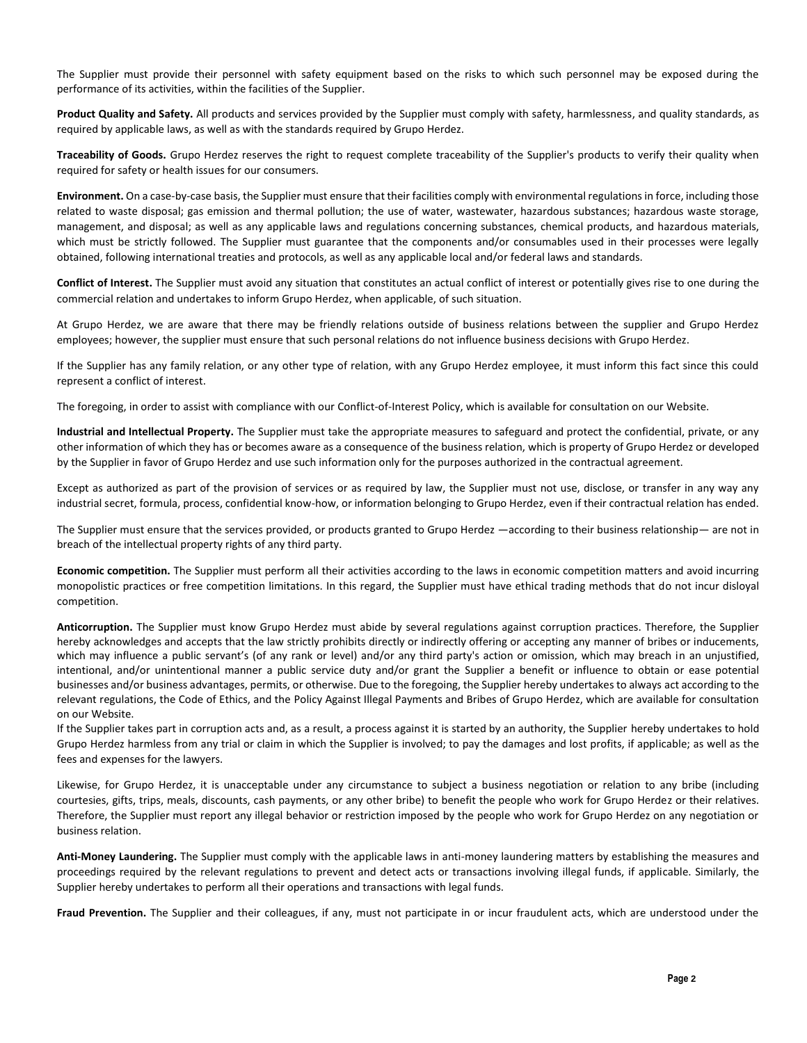The Supplier must provide their personnel with safety equipment based on the risks to which such personnel may be exposed during the performance of its activities, within the facilities of the Supplier.

**Product Quality and Safety.** All products and services provided by the Supplier must comply with safety, harmlessness, and quality standards, as required by applicable laws, as well as with the standards required by Grupo Herdez.

**Traceability of Goods.** Grupo Herdez reserves the right to request complete traceability of the Supplier's products to verify their quality when required for safety or health issues for our consumers.

**Environment.** On a case-by-case basis, the Supplier must ensure that their facilities comply with environmental regulations in force, including those related to waste disposal; gas emission and thermal pollution; the use of water, wastewater, hazardous substances; hazardous waste storage, management, and disposal; as well as any applicable laws and regulations concerning substances, chemical products, and hazardous materials, which must be strictly followed. The Supplier must guarantee that the components and/or consumables used in their processes were legally obtained, following international treaties and protocols, as well as any applicable local and/or federal laws and standards.

**Conflict of Interest.** The Supplier must avoid any situation that constitutes an actual conflict of interest or potentially gives rise to one during the commercial relation and undertakes to inform Grupo Herdez, when applicable, of such situation.

At Grupo Herdez, we are aware that there may be friendly relations outside of business relations between the supplier and Grupo Herdez employees; however, the supplier must ensure that such personal relations do not influence business decisions with Grupo Herdez.

If the Supplier has any family relation, or any other type of relation, with any Grupo Herdez employee, it must inform this fact since this could represent a conflict of interest.

The foregoing, in order to assist with compliance with our Conflict-of-Interest Policy, which is available for consultation on our Website.

**Industrial and Intellectual Property.** The Supplier must take the appropriate measures to safeguard and protect the confidential, private, or any other information of which they has or becomes aware as a consequence of the business relation, which is property of Grupo Herdez or developed by the Supplier in favor of Grupo Herdez and use such information only for the purposes authorized in the contractual agreement.

Except as authorized as part of the provision of services or as required by law, the Supplier must not use, disclose, or transfer in any way any industrial secret, formula, process, confidential know-how, or information belonging to Grupo Herdez, even if their contractual relation has ended.

The Supplier must ensure that the services provided, or products granted to Grupo Herdez —according to their business relationship— are not in breach of the intellectual property rights of any third party.

**Economic competition.** The Supplier must perform all their activities according to the laws in economic competition matters and avoid incurring monopolistic practices or free competition limitations. In this regard, the Supplier must have ethical trading methods that do not incur disloyal competition.

**Anticorruption.** The Supplier must know Grupo Herdez must abide by several regulations against corruption practices. Therefore, the Supplier hereby acknowledges and accepts that the law strictly prohibits directly or indirectly offering or accepting any manner of bribes or inducements, which may influence a public servant's (of any rank or level) and/or any third party's action or omission, which may breach in an unjustified, intentional, and/or unintentional manner a public service duty and/or grant the Supplier a benefit or influence to obtain or ease potential businesses and/or business advantages, permits, or otherwise. Due to the foregoing, the Supplier hereby undertakes to always act according to the relevant regulations, the Code of Ethics, and the Policy Against Illegal Payments and Bribes of Grupo Herdez, which are available for consultation on our Website.

If the Supplier takes part in corruption acts and, as a result, a process against it is started by an authority, the Supplier hereby undertakes to hold Grupo Herdez harmless from any trial or claim in which the Supplier is involved; to pay the damages and lost profits, if applicable; as well as the fees and expenses for the lawyers.

Likewise, for Grupo Herdez, it is unacceptable under any circumstance to subject a business negotiation or relation to any bribe (including courtesies, gifts, trips, meals, discounts, cash payments, or any other bribe) to benefit the people who work for Grupo Herdez or their relatives. Therefore, the Supplier must report any illegal behavior or restriction imposed by the people who work for Grupo Herdez on any negotiation or business relation.

**Anti-Money Laundering.** The Supplier must comply with the applicable laws in anti-money laundering matters by establishing the measures and proceedings required by the relevant regulations to prevent and detect acts or transactions involving illegal funds, if applicable. Similarly, the Supplier hereby undertakes to perform all their operations and transactions with legal funds.

**Fraud Prevention.** The Supplier and their colleagues, if any, must not participate in or incur fraudulent acts, which are understood under the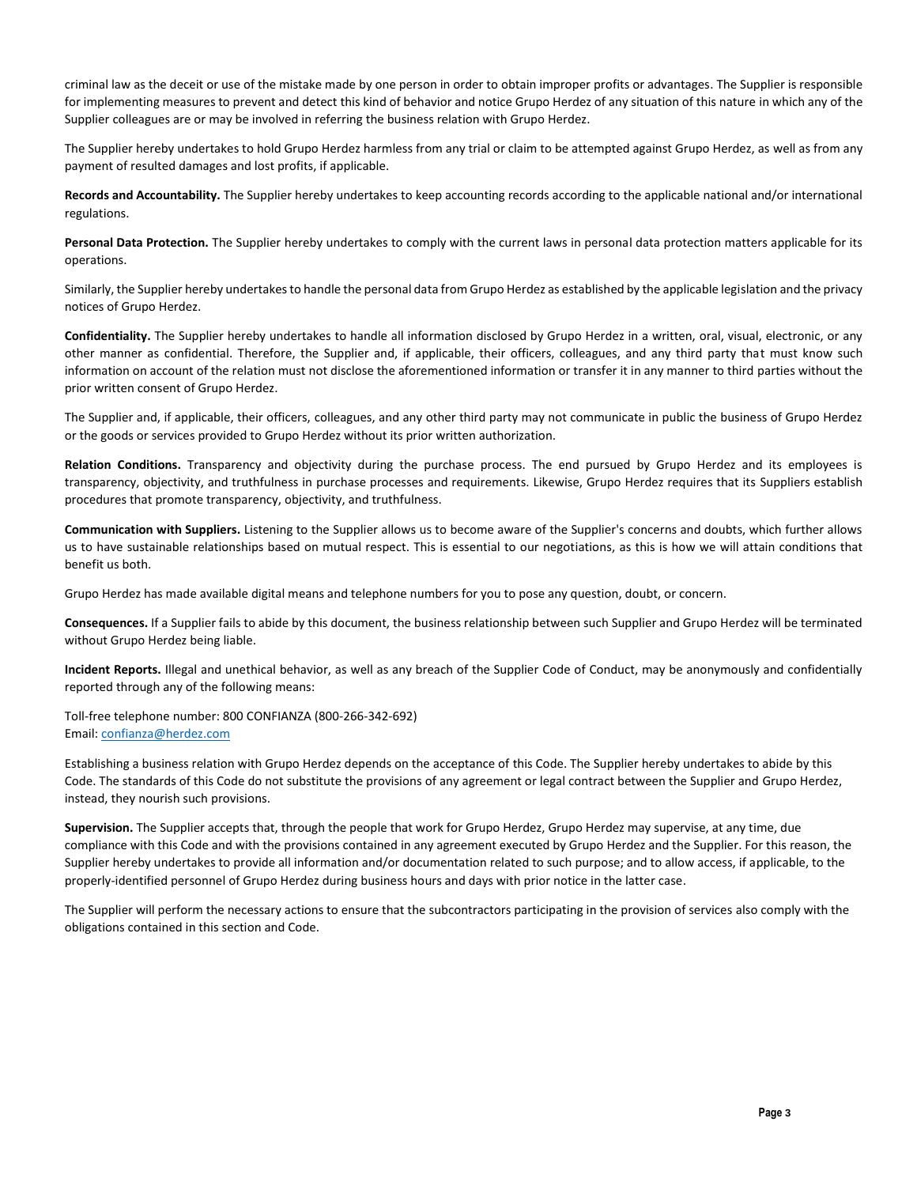criminal law as the deceit or use of the mistake made by one person in order to obtain improper profits or advantages. The Supplier is responsible for implementing measures to prevent and detect this kind of behavior and notice Grupo Herdez of any situation of this nature in which any of the Supplier colleagues are or may be involved in referring the business relation with Grupo Herdez.

The Supplier hereby undertakes to hold Grupo Herdez harmless from any trial or claim to be attempted against Grupo Herdez, as well as from any payment of resulted damages and lost profits, if applicable.

**Records and Accountability.** The Supplier hereby undertakes to keep accounting records according to the applicable national and/or international regulations.

**Personal Data Protection.** The Supplier hereby undertakes to comply with the current laws in personal data protection matters applicable for its operations.

Similarly, the Supplier hereby undertakes to handle the personal data from Grupo Herdez as established by the applicable legislation and the privacy notices of Grupo Herdez.

**Confidentiality.** The Supplier hereby undertakes to handle all information disclosed by Grupo Herdez in a written, oral, visual, electronic, or any other manner as confidential. Therefore, the Supplier and, if applicable, their officers, colleagues, and any third party that must know such information on account of the relation must not disclose the aforementioned information or transfer it in any manner to third parties without the prior written consent of Grupo Herdez.

The Supplier and, if applicable, their officers, colleagues, and any other third party may not communicate in public the business of Grupo Herdez or the goods or services provided to Grupo Herdez without its prior written authorization.

**Relation Conditions.** Transparency and objectivity during the purchase process. The end pursued by Grupo Herdez and its employees is transparency, objectivity, and truthfulness in purchase processes and requirements. Likewise, Grupo Herdez requires that its Suppliers establish procedures that promote transparency, objectivity, and truthfulness.

**Communication with Suppliers.** Listening to the Supplier allows us to become aware of the Supplier's concerns and doubts, which further allows us to have sustainable relationships based on mutual respect. This is essential to our negotiations, as this is how we will attain conditions that benefit us both.

Grupo Herdez has made available digital means and telephone numbers for you to pose any question, doubt, or concern.

**Consequences.** If a Supplier fails to abide by this document, the business relationship between such Supplier and Grupo Herdez will be terminated without Grupo Herdez being liable.

**Incident Reports.** Illegal and unethical behavior, as well as any breach of the Supplier Code of Conduct, may be anonymously and confidentially reported through any of the following means:

Toll-free telephone number: 800 CONFIANZA (800-266-342-692)
Email: confianza@herdez.com

Establishing a business relation with Grupo Herdez depends on the acceptance of this Code. The Supplier hereby undertakes to abide by this Code. The standards of this Code do not substitute the provisions of any agreement or legal contract between the Supplier and Grupo Herdez, instead, they nourish such provisions.

**Supervision.** The Supplier accepts that, through the people that work for Grupo Herdez, Grupo Herdez may supervise, at any time, due compliance with this Code and with the provisions contained in any agreement executed by Grupo Herdez and the Supplier. For this reason, the Supplier hereby undertakes to provide all information and/or documentation related to such purpose; and to allow access, if applicable, to the properly-identified personnel of Grupo Herdez during business hours and days with prior notice in the latter case.

The Supplier will perform the necessary actions to ensure that the subcontractors participating in the provision of services also comply with the obligations contained in this section and Code.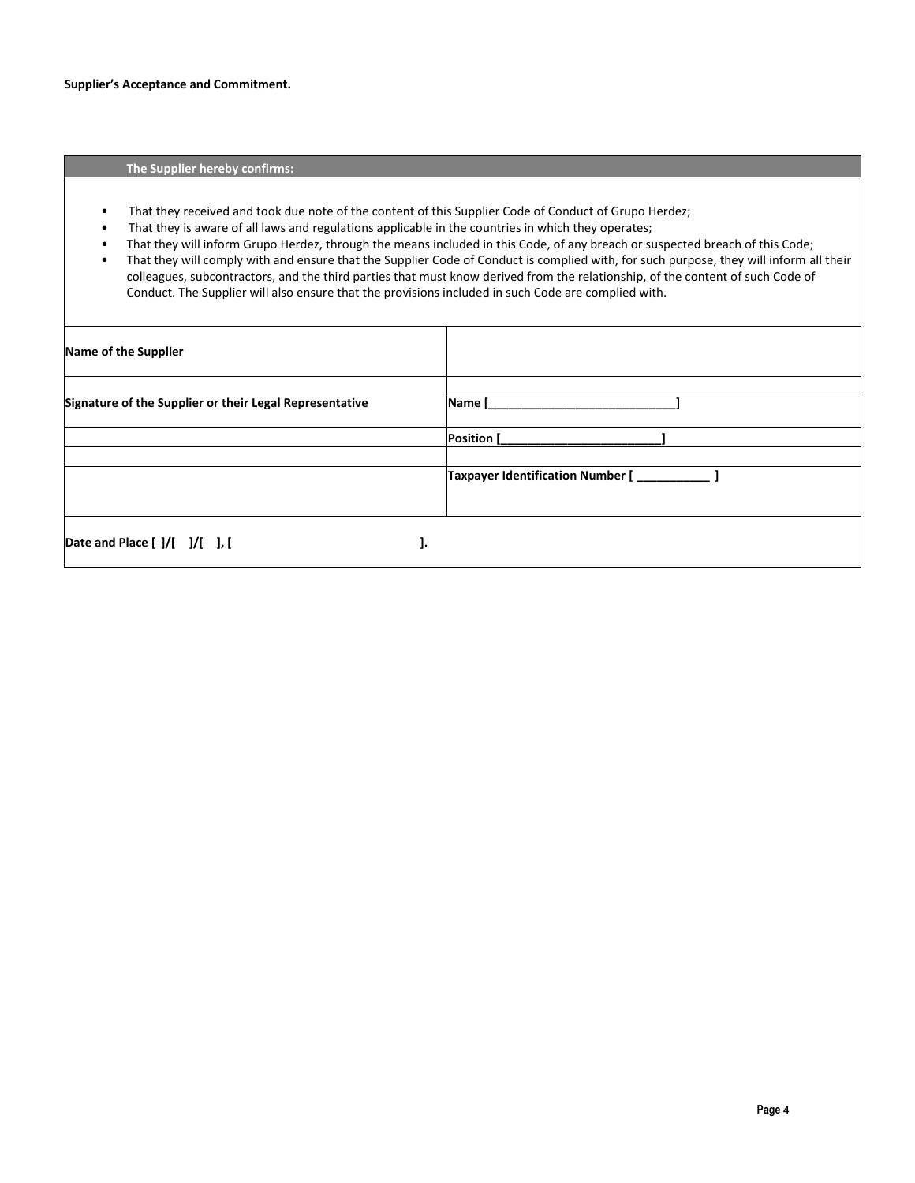**Supplier's Acceptance and Commitment.**

**The Supplier hereby confirms:**

- That they received and took due note of the content of this Supplier Code of Conduct of Grupo Herdez;
- That they is aware of all laws and regulations applicable in the countries in which they operates;
- That they will inform Grupo Herdez, through the means included in this Code, of any breach or suspected breach of this Code;
- That they will comply with and ensure that the Supplier Code of Conduct is complied with, for such purpose, they will inform all their colleagues, subcontractors, and the third parties that must know derived from the relationship, of the content of such Code of Conduct. The Supplier will also ensure that the provisions included in such Code are complied with.

| | |
|---|---|
| **Name of the Supplier** | |
| **Signature of the Supplier or their Legal Representative** | **Name [____________________________]** |
| | **Position [________________________]** |
| | **Taxpayer Identification Number [ ___________ ]** |
| **Date and Place [ ]/[ ]/[ ], [ ].** | |